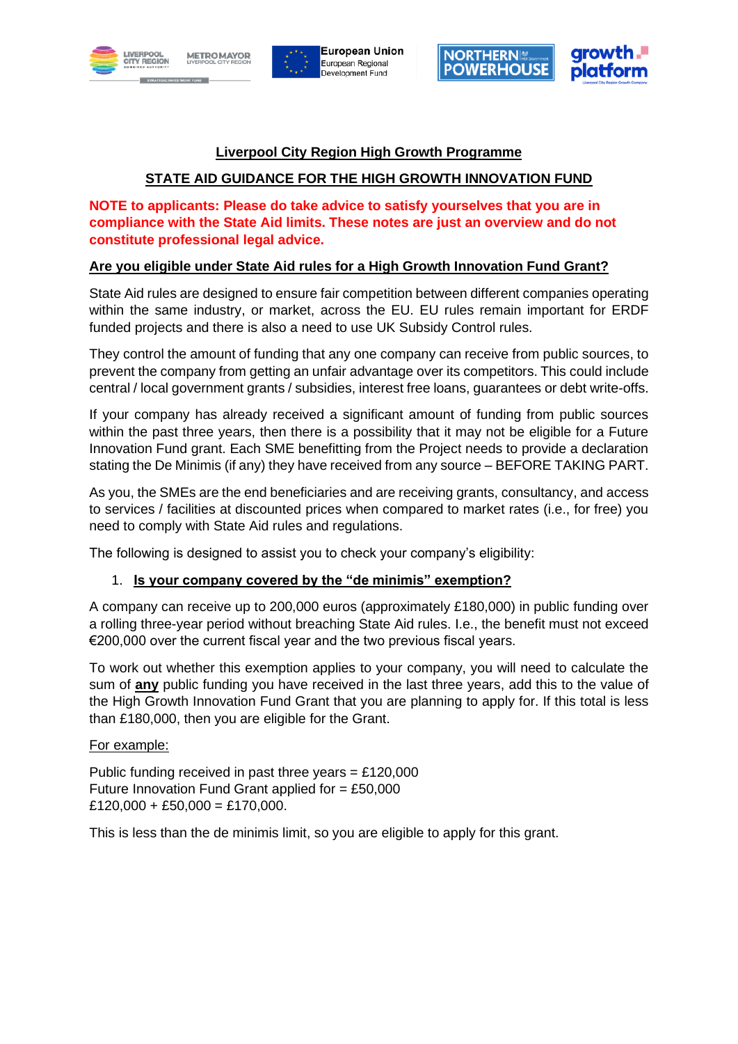# Liverpool City Region High Growth Programme

## STATE AID GUIDANCE FOR THE HIGH GROWTH INNOVATION FUND

**NOTE to applicants: Please do take advice to satisfy yourselves that you are in compliance with the State Aid limits. These notes are just an overview and do not constitute professional legal advice.**

### Are you eligible under State Aid rules for a High Growth Innovation Fund Grant?

State Aid rules are designed to ensure fair competition between different companies operating within the same industry, or market, across the EU. EU rules remain important for ERDF funded projects and there is also a need to use UK Subsidy Control rules.

They control the amount of funding that any one company can receive from public sources, to prevent the company from getting an unfair advantage over its competitors. This could include central / local government grants / subsidies, interest free loans, guarantees or debt write-offs.

If your company has already received a significant amount of funding from public sources within the past three years, then there is a possibility that it may not be eligible for a Future Innovation Fund grant. Each SME benefitting from the Project needs to provide a declaration stating the De Minimis (if any) they have received from any source – BEFORE TAKING PART.

As you, the SMEs are the end beneficiaries and are receiving grants, consultancy, and access to services / facilities at discounted prices when compared to market rates (i.e., for free) you need to comply with State Aid rules and regulations.

The following is designed to assist you to check your company's eligibility:

1. **Is your company covered by the "de minimis" exemption?**

A company can receive up to 200,000 euros (approximately £180,000) in public funding over a rolling three-year period without breaching State Aid rules. I.e., the benefit must not exceed €200,000 over the current fiscal year and the two previous fiscal years.

To work out whether this exemption applies to your company, you will need to calculate the sum of **any** public funding you have received in the last three years, add this to the value of the High Growth Innovation Fund Grant that you are planning to apply for. If this total is less than £180,000, then you are eligible for the Grant.

For example:

Public funding received in past three years = £120,000
Future Innovation Fund Grant applied for = £50,000
£120,000 + £50,000 = £170,000.

This is less than the de minimis limit, so you are eligible to apply for this grant.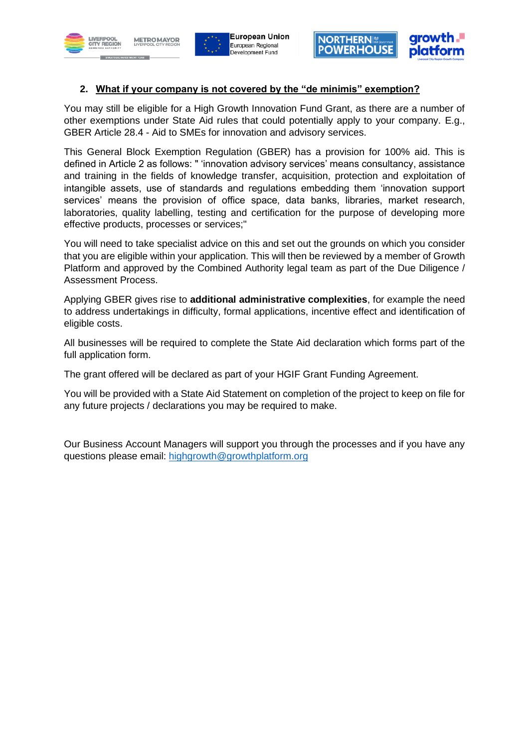## 2. What if your company is not covered by the "de minimis" exemption?

You may still be eligible for a High Growth Innovation Fund Grant, as there are a number of other exemptions under State Aid rules that could potentially apply to your company. E.g., GBER Article 28.4 - Aid to SMEs for innovation and advisory services.

This General Block Exemption Regulation (GBER) has a provision for 100% aid. This is defined in Article 2 as follows: " 'innovation advisory services' means consultancy, assistance and training in the fields of knowledge transfer, acquisition, protection and exploitation of intangible assets, use of standards and regulations embedding them 'innovation support services' means the provision of office space, data banks, libraries, market research, laboratories, quality labelling, testing and certification for the purpose of developing more effective products, processes or services;"

You will need to take specialist advice on this and set out the grounds on which you consider that you are eligible within your application. This will then be reviewed by a member of Growth Platform and approved by the Combined Authority legal team as part of the Due Diligence / Assessment Process.

Applying GBER gives rise to **additional administrative complexities**, for example the need to address undertakings in difficulty, formal applications, incentive effect and identification of eligible costs.

All businesses will be required to complete the State Aid declaration which forms part of the full application form.

The grant offered will be declared as part of your HGIF Grant Funding Agreement.

You will be provided with a State Aid Statement on completion of the project to keep on file for any future projects / declarations you may be required to make.

Our Business Account Managers will support you through the processes and if you have any questions please email: highgrowth@growthplatform.org